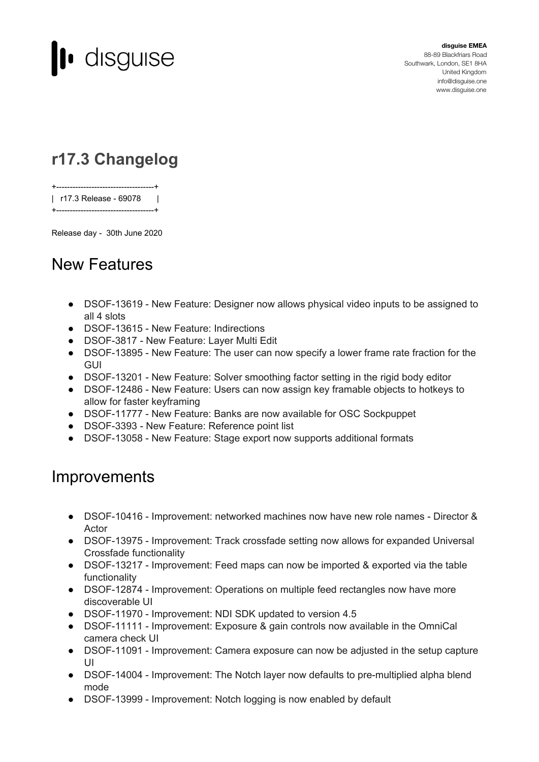disguise

**disguise EMEA**
88-89 Blackfriars Road
Southwark, London, SE1 8HA
United Kingdom
info@disguise.one
www.disguise.one

# r17.3 Changelog

```
+------------------------------------+
|  r17.3 Release - 69078       |
+------------------------------------+
```

Release day - 30th June 2020

## New Features

- DSOF-13619 - New Feature: Designer now allows physical video inputs to be assigned to all 4 slots
- DSOF-13615 - New Feature: Indirections
- DSOF-3817 - New Feature: Layer Multi Edit
- DSOF-13895 - New Feature: The user can now specify a lower frame rate fraction for the GUI
- DSOF-13201 - New Feature: Solver smoothing factor setting in the rigid body editor
- DSOF-12486 - New Feature: Users can now assign key framable objects to hotkeys to allow for faster keyframing
- DSOF-11777 - New Feature: Banks are now available for OSC Sockpuppet
- DSOF-3393 - New Feature: Reference point list
- DSOF-13058 - New Feature: Stage export now supports additional formats

## Improvements

- DSOF-10416 - Improvement: networked machines now have new role names - Director & Actor
- DSOF-13975 - Improvement: Track crossfade setting now allows for expanded Universal Crossfade functionality
- DSOF-13217 - Improvement: Feed maps can now be imported & exported via the table functionality
- DSOF-12874 - Improvement: Operations on multiple feed rectangles now have more discoverable UI
- DSOF-11970 - Improvement: NDI SDK updated to version 4.5
- DSOF-11111 - Improvement: Exposure & gain controls now available in the OmniCal camera check UI
- DSOF-11091 - Improvement: Camera exposure can now be adjusted in the setup capture UI
- DSOF-14004 - Improvement: The Notch layer now defaults to pre-multiplied alpha blend mode
- DSOF-13999 - Improvement: Notch logging is now enabled by default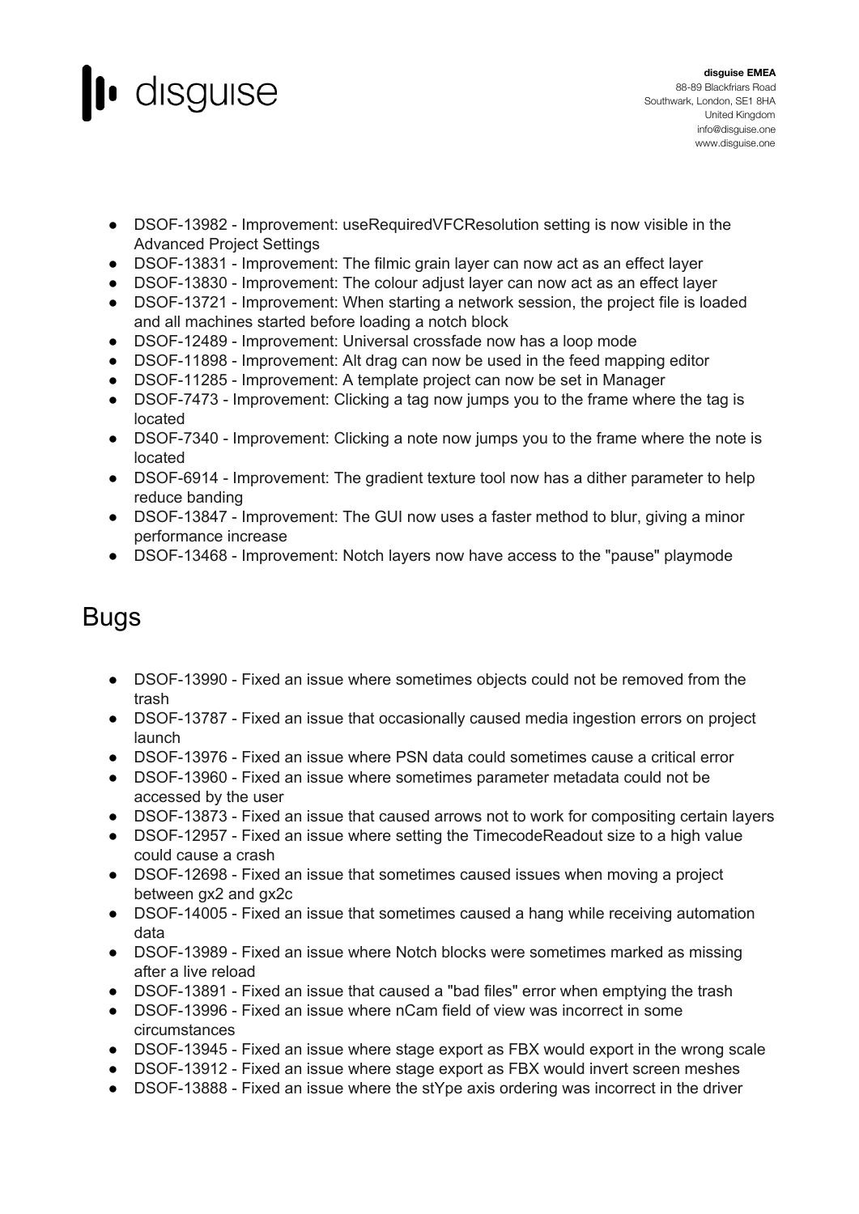- DSOF-13982 - Improvement: useRequiredVFCResolution setting is now visible in the Advanced Project Settings
- DSOF-13831 - Improvement: The filmic grain layer can now act as an effect layer
- DSOF-13830 - Improvement: The colour adjust layer can now act as an effect layer
- DSOF-13721 - Improvement: When starting a network session, the project file is loaded and all machines started before loading a notch block
- DSOF-12489 - Improvement: Universal crossfade now has a loop mode
- DSOF-11898 - Improvement: Alt drag can now be used in the feed mapping editor
- DSOF-11285 - Improvement: A template project can now be set in Manager
- DSOF-7473 - Improvement: Clicking a tag now jumps you to the frame where the tag is located
- DSOF-7340 - Improvement: Clicking a note now jumps you to the frame where the note is located
- DSOF-6914 - Improvement: The gradient texture tool now has a dither parameter to help reduce banding
- DSOF-13847 - Improvement: The GUI now uses a faster method to blur, giving a minor performance increase
- DSOF-13468 - Improvement: Notch layers now have access to the "pause" playmode

## Bugs

- DSOF-13990 - Fixed an issue where sometimes objects could not be removed from the trash
- DSOF-13787 - Fixed an issue that occasionally caused media ingestion errors on project launch
- DSOF-13976 - Fixed an issue where PSN data could sometimes cause a critical error
- DSOF-13960 - Fixed an issue where sometimes parameter metadata could not be accessed by the user
- DSOF-13873 - Fixed an issue that caused arrows not to work for compositing certain layers
- DSOF-12957 - Fixed an issue where setting the TimecodeReadout size to a high value could cause a crash
- DSOF-12698 - Fixed an issue that sometimes caused issues when moving a project between gx2 and gx2c
- DSOF-14005 - Fixed an issue that sometimes caused a hang while receiving automation data
- DSOF-13989 - Fixed an issue where Notch blocks were sometimes marked as missing after a live reload
- DSOF-13891 - Fixed an issue that caused a "bad files" error when emptying the trash
- DSOF-13996 - Fixed an issue where nCam field of view was incorrect in some circumstances
- DSOF-13945 - Fixed an issue where stage export as FBX would export in the wrong scale
- DSOF-13912 - Fixed an issue where stage export as FBX would invert screen meshes
- DSOF-13888 - Fixed an issue where the stYpe axis ordering was incorrect in the driver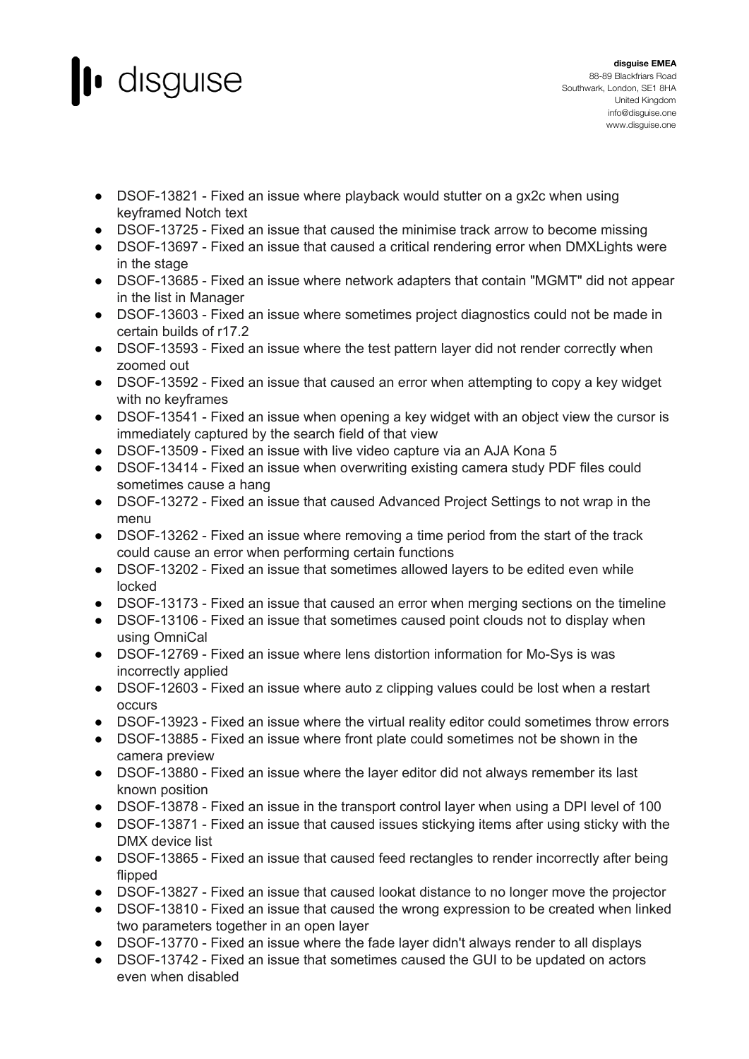- DSOF-13821 - Fixed an issue where playback would stutter on a gx2c when using keyframed Notch text
- DSOF-13725 - Fixed an issue that caused the minimise track arrow to become missing
- DSOF-13697 - Fixed an issue that caused a critical rendering error when DMXLights were in the stage
- DSOF-13685 - Fixed an issue where network adapters that contain "MGMT" did not appear in the list in Manager
- DSOF-13603 - Fixed an issue where sometimes project diagnostics could not be made in certain builds of r17.2
- DSOF-13593 - Fixed an issue where the test pattern layer did not render correctly when zoomed out
- DSOF-13592 - Fixed an issue that caused an error when attempting to copy a key widget with no keyframes
- DSOF-13541 - Fixed an issue when opening a key widget with an object view the cursor is immediately captured by the search field of that view
- DSOF-13509 - Fixed an issue with live video capture via an AJA Kona 5
- DSOF-13414 - Fixed an issue when overwriting existing camera study PDF files could sometimes cause a hang
- DSOF-13272 - Fixed an issue that caused Advanced Project Settings to not wrap in the menu
- DSOF-13262 - Fixed an issue where removing a time period from the start of the track could cause an error when performing certain functions
- DSOF-13202 - Fixed an issue that sometimes allowed layers to be edited even while locked
- DSOF-13173 - Fixed an issue that caused an error when merging sections on the timeline
- DSOF-13106 - Fixed an issue that sometimes caused point clouds not to display when using OmniCal
- DSOF-12769 - Fixed an issue where lens distortion information for Mo-Sys is was incorrectly applied
- DSOF-12603 - Fixed an issue where auto z clipping values could be lost when a restart occurs
- DSOF-13923 - Fixed an issue where the virtual reality editor could sometimes throw errors
- DSOF-13885 - Fixed an issue where front plate could sometimes not be shown in the camera preview
- DSOF-13880 - Fixed an issue where the layer editor did not always remember its last known position
- DSOF-13878 - Fixed an issue in the transport control layer when using a DPI level of 100
- DSOF-13871 - Fixed an issue that caused issues stickying items after using sticky with the DMX device list
- DSOF-13865 - Fixed an issue that caused feed rectangles to render incorrectly after being flipped
- DSOF-13827 - Fixed an issue that caused lookat distance to no longer move the projector
- DSOF-13810 - Fixed an issue that caused the wrong expression to be created when linked two parameters together in an open layer
- DSOF-13770 - Fixed an issue where the fade layer didn't always render to all displays
- DSOF-13742 - Fixed an issue that sometimes caused the GUI to be updated on actors even when disabled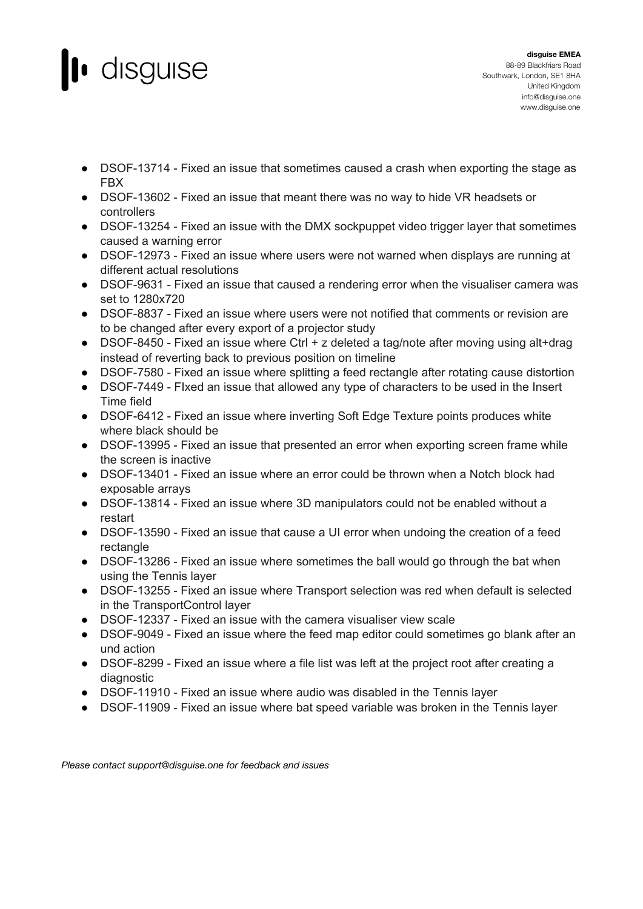- DSOF-13714 - Fixed an issue that sometimes caused a crash when exporting the stage as FBX
- DSOF-13602 - Fixed an issue that meant there was no way to hide VR headsets or controllers
- DSOF-13254 - Fixed an issue with the DMX sockpuppet video trigger layer that sometimes caused a warning error
- DSOF-12973 - Fixed an issue where users were not warned when displays are running at different actual resolutions
- DSOF-9631 - Fixed an issue that caused a rendering error when the visualiser camera was set to 1280x720
- DSOF-8837 - Fixed an issue where users were not notified that comments or revision are to be changed after every export of a projector study
- DSOF-8450 - Fixed an issue where Ctrl + z deleted a tag/note after moving using alt+drag instead of reverting back to previous position on timeline
- DSOF-7580 - Fixed an issue where splitting a feed rectangle after rotating cause distortion
- DSOF-7449 - FIxed an issue that allowed any type of characters to be used in the Insert Time field
- DSOF-6412 - Fixed an issue where inverting Soft Edge Texture points produces white where black should be
- DSOF-13995 - Fixed an issue that presented an error when exporting screen frame while the screen is inactive
- DSOF-13401 - Fixed an issue where an error could be thrown when a Notch block had exposable arrays
- DSOF-13814 - Fixed an issue where 3D manipulators could not be enabled without a restart
- DSOF-13590 - Fixed an issue that cause a UI error when undoing the creation of a feed rectangle
- DSOF-13286 - Fixed an issue where sometimes the ball would go through the bat when using the Tennis layer
- DSOF-13255 - Fixed an issue where Transport selection was red when default is selected in the TransportControl layer
- DSOF-12337 - Fixed an issue with the camera visualiser view scale
- DSOF-9049 - Fixed an issue where the feed map editor could sometimes go blank after an und action
- DSOF-8299 - Fixed an issue where a file list was left at the project root after creating a diagnostic
- DSOF-11910 - Fixed an issue where audio was disabled in the Tennis layer
- DSOF-11909 - Fixed an issue where bat speed variable was broken in the Tennis layer

*Please contact support@disguise.one for feedback and issues*